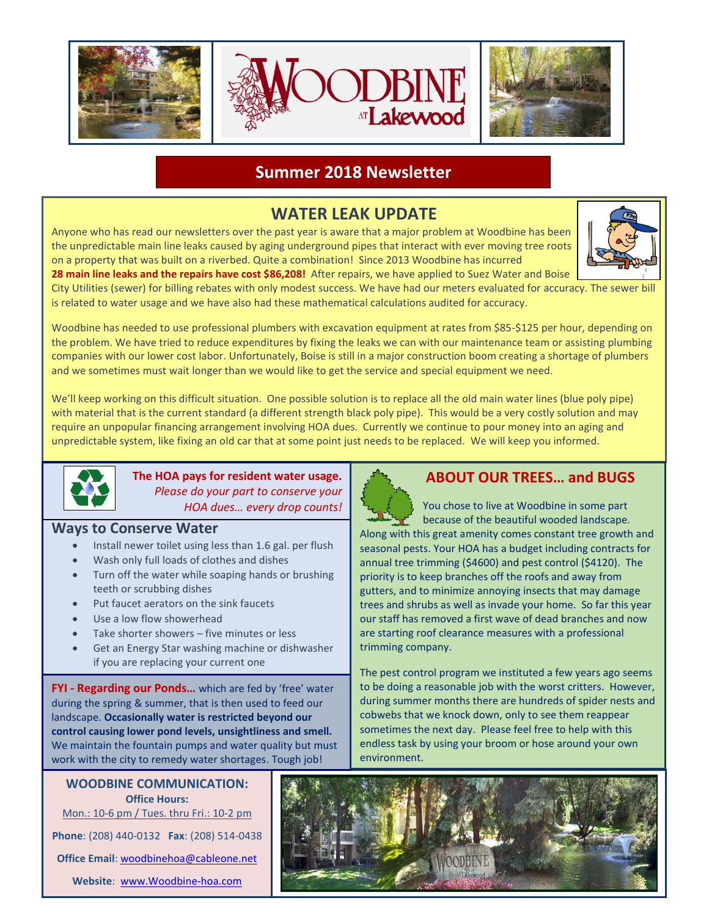# WOODBINE AT Lakewood

## Summer 2018 Newsletter

## WATER LEAK UPDATE

Anyone who has read our newsletters over the past year is aware that a major problem at Woodbine has been the unpredictable main line leaks caused by aging underground pipes that interact with ever moving tree roots on a property that was built on a riverbed. Quite a combination! Since 2013 Woodbine has incurred **28 main line leaks and the repairs have cost $86,208!** After repairs, we have applied to Suez Water and Boise City Utilities (sewer) for billing rebates with only modest success. We have had our meters evaluated for accuracy. The sewer bill is related to water usage and we have also had these mathematical calculations audited for accuracy.

Woodbine has needed to use professional plumbers with excavation equipment at rates from $85-$125 per hour, depending on the problem. We have tried to reduce expenditures by fixing the leaks we can with our maintenance team or assisting plumbing companies with our lower cost labor. Unfortunately, Boise is still in a major construction boom creating a shortage of plumbers and we sometimes must wait longer than we would like to get the service and special equipment we need.

We'll keep working on this difficult situation. One possible solution is to replace all the old main water lines (blue poly pipe) with material that is the current standard (a different strength black poly pipe). This would be a very costly solution and may require an unpopular financing arrangement involving HOA dues. Currently we continue to pour money into an aging and unpredictable system, like fixing an old car that at some point just needs to be replaced. We will keep you informed.

**The HOA pays for resident water usage.**
*Please do your part to conserve your HOA dues… every drop counts!*

### Ways to Conserve Water

- Install newer toilet using less than 1.6 gal. per flush
- Wash only full loads of clothes and dishes
- Turn off the water while soaping hands or brushing teeth or scrubbing dishes
- Put faucet aerators on the sink faucets
- Use a low flow showerhead
- Take shorter showers – five minutes or less
- Get an Energy Star washing machine or dishwasher if you are replacing your current one

**FYI - Regarding our Ponds…** which are fed by 'free' water during the spring & summer, that is then used to feed our landscape. **Occasionally water is restricted beyond our control causing lower pond levels, unsightliness and smell.** We maintain the fountain pumps and water quality but must work with the city to remedy water shortages. Tough job!

## ABOUT OUR TREES… and BUGS

You chose to live at Woodbine in some part because of the beautiful wooded landscape. Along with this great amenity comes constant tree growth and seasonal pests. Your HOA has a budget including contracts for annual tree trimming ($4600) and pest control ($4120). The priority is to keep branches off the roofs and away from gutters, and to minimize annoying insects that may damage trees and shrubs as well as invade your home. So far this year our staff has removed a first wave of dead branches and now are starting roof clearance measures with a professional trimming company.

The pest control program we instituted a few years ago seems to be doing a reasonable job with the worst critters. However, during summer months there are hundreds of spider nests and cobwebs that we knock down, only to see them reappear sometimes the next day. Please feel free to help with this endless task by using your broom or hose around your own environment.

**WOODBINE COMMUNICATION:**

**Office Hours:**
Mon.: 10-6 pm / Tues. thru Fri.: 10-2 pm

**Phone**: (208) 440-0132 **Fax**: (208) 514-0438

**Office Email**: woodbinehoa@cableone.net

**Website**: www.Woodbine-hoa.com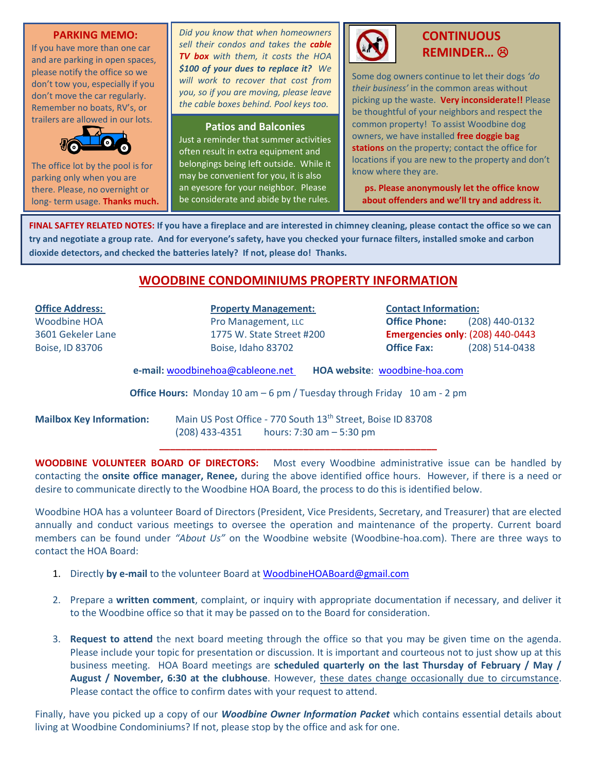**PARKING MEMO:**

If you have more than one car and are parking in open spaces, please notify the office so we don't tow you, especially if you don't move the car regularly. Remember no boats, RV's, or trailers are allowed in our lots.

The office lot by the pool is for parking only when you are there. Please, no overnight or long- term usage. **Thanks much.**

*Did you know that when homeowners sell their condos and takes the* ***cable TV box*** *with them, it costs the HOA* ***$100 of your dues to replace it?*** *We will work to recover that cost from you, so if you are moving, please leave the cable boxes behind. Pool keys too.*

**Patios and Balconies**

Just a reminder that summer activities often result in extra equipment and belongings being left outside. While it may be convenient for you, it is also an eyesore for your neighbor. Please be considerate and abide by the rules.

**CONTINUOUS REMINDER... ☹**

Some dog owners continue to let their dogs *'do their business'* in the common areas without picking up the waste. **Very inconsiderate!!** Please be thoughtful of your neighbors and respect the common property! To assist Woodbine dog owners, we have installed **free doggie bag stations** on the property; contact the office for locations if you are new to the property and don't know where they are.

**ps. Please anonymously let the office know about offenders and we'll try and address it.**

**FINAL SAFTEY RELATED NOTES: If you have a fireplace and are interested in chimney cleaning, please contact the office so we can try and negotiate a group rate. And for everyone's safety, have you checked your furnace filters, installed smoke and carbon dioxide detectors, and checked the batteries lately? If not, please do! Thanks.**

## WOODBINE CONDOMINIUMS PROPERTY INFORMATION

**Office Address:**
Woodbine HOA
3601 Gekeler Lane
Boise, ID 83706

**Property Management:**
Pro Management, LLC
1775 W. State Street #200
Boise, Idaho 83702

**Contact Information:**
**Office Phone:** (208) 440-0132
**Emergencies only**: (208) 440-0443
**Office Fax:** (208) 514-0438

**e-mail:** woodbinehoa@cableone.net **HOA website**: woodbine-hoa.com

**Office Hours:** Monday 10 am – 6 pm / Tuesday through Friday 10 am - 2 pm

**Mailbox Key Information:** Main US Post Office - 770 South 13th Street, Boise ID 83708
(208) 433-4351 hours: 7:30 am – 5:30 pm

---

**WOODBINE VOLUNTEER BOARD OF DIRECTORS:** Most every Woodbine administrative issue can be handled by contacting the **onsite office manager, Renee,** during the above identified office hours. However, if there is a need or desire to communicate directly to the Woodbine HOA Board, the process to do this is identified below.

Woodbine HOA has a volunteer Board of Directors (President, Vice Presidents, Secretary, and Treasurer) that are elected annually and conduct various meetings to oversee the operation and maintenance of the property. Current board members can be found under *"About Us"* on the Woodbine website (Woodbine-hoa.com). There are three ways to contact the HOA Board:

1. Directly **by e-mail** to the volunteer Board at WoodbineHOABoard@gmail.com
2. Prepare a **written comment**, complaint, or inquiry with appropriate documentation if necessary, and deliver it to the Woodbine office so that it may be passed on to the Board for consideration.
3. **Request to attend** the next board meeting through the office so that you may be given time on the agenda. Please include your topic for presentation or discussion. It is important and courteous not to just show up at this business meeting. HOA Board meetings are **scheduled quarterly on the last Thursday of February / May / August / November, 6:30 at the clubhouse**. However, these dates change occasionally due to circumstance. Please contact the office to confirm dates with your request to attend.

Finally, have you picked up a copy of our ***Woodbine Owner Information Packet*** which contains essential details about living at Woodbine Condominiums? If not, please stop by the office and ask for one.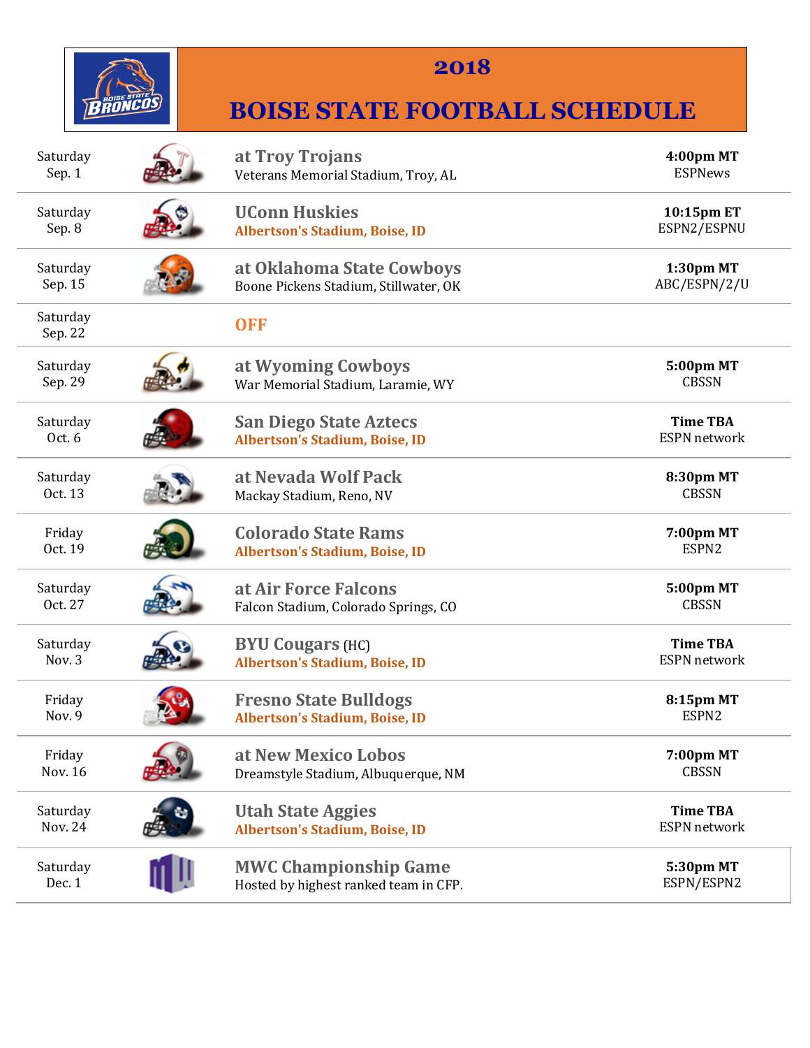# 2018

# BOISE STATE FOOTBALL SCHEDULE

| | | |
|---|---|---|
| Saturday Sep. 1 | **at Troy Trojans** Veterans Memorial Stadium, Troy, AL | **4:00pm MT** ESPNews |
| Saturday Sep. 8 | **UConn Huskies** **Albertson's Stadium, Boise, ID** | **10:15pm ET** ESPN2/ESPNU |
| Saturday Sep. 15 | **at Oklahoma State Cowboys** Boone Pickens Stadium, Stillwater, OK | **1:30pm MT** ABC/ESPN/2/U |
| Saturday Sep. 22 | **OFF** | |
| Saturday Sep. 29 | **at Wyoming Cowboys** War Memorial Stadium, Laramie, WY | **5:00pm MT** CBSSN |
| Saturday Oct. 6 | **San Diego State Aztecs** **Albertson's Stadium, Boise, ID** | **Time TBA** ESPN network |
| Saturday Oct. 13 | **at Nevada Wolf Pack** Mackay Stadium, Reno, NV | **8:30pm MT** CBSSN |
| Friday Oct. 19 | **Colorado State Rams** **Albertson's Stadium, Boise, ID** | **7:00pm MT** ESPN2 |
| Saturday Oct. 27 | **at Air Force Falcons** Falcon Stadium, Colorado Springs, CO | **5:00pm MT** CBSSN |
| Saturday Nov. 3 | **BYU Cougars** (HC) **Albertson's Stadium, Boise, ID** | **Time TBA** ESPN network |
| Friday Nov. 9 | **Fresno State Bulldogs** **Albertson's Stadium, Boise, ID** | **8:15pm MT** ESPN2 |
| Friday Nov. 16 | **at New Mexico Lobos** Dreamstyle Stadium, Albuquerque, NM | **7:00pm MT** CBSSN |
| Saturday Nov. 24 | **Utah State Aggies** **Albertson's Stadium, Boise, ID** | **Time TBA** ESPN network |
| Saturday Dec. 1 | **MWC Championship Game** Hosted by highest ranked team in CFP. | **5:30pm MT** ESPN/ESPN2 |